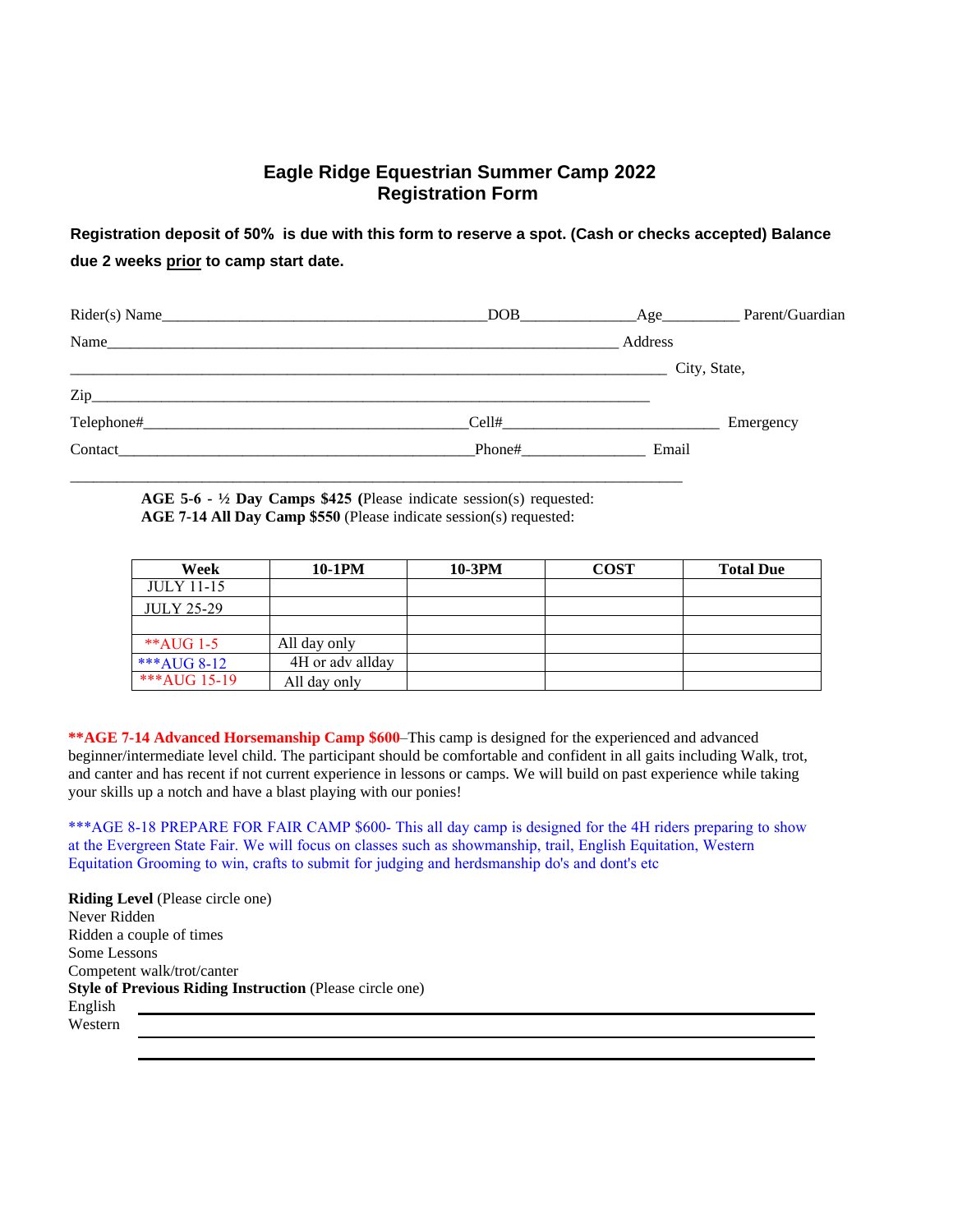# Eagle Ridge Equestrian Summer Camp 2022
## Registration Form

**Registration deposit of 50% is due with this form to reserve a spot. (Cash or checks accepted) Balance due 2 weeks prior to camp start date.**

Rider(s) Name___________________________________________DOB_______________Age__________ Parent/Guardian Name__________________________________________________________________ Address ___________________________________________________________________________ City, State, Zip___________________________________________________________________________

Telephone#___________________________________________Cell#____________________________ Emergency Contact_______________________________________________Phone#________________ Email

___________________________________________________________________________________

**AGE 5-6 - ½ Day Camps $425 (**Please indicate session(s) requested:
**AGE 7-14 All Day Camp $550** (Please indicate session(s) requested:

| Week | 10-1PM | 10-3PM | COST | Total Due |
|---|---|---|---|---|
| JULY 11-15 | | | | |
| JULY 25-29 | | | | |
| | | | | |
| **AUG 1-5 | All day only | | | |
| ***AUG 8-12 | 4H or adv allday | | | |
| ***AUG 15-19 | All day only | | | |

**\*\*AGE 7-14 Advanced Horsemanship Camp $600**–This camp is designed for the experienced and advanced beginner/intermediate level child. The participant should be comfortable and confident in all gaits including Walk, trot, and canter and has recent if not current experience in lessons or camps. We will build on past experience while taking your skills up a notch and have a blast playing with our ponies!

***AGE 8-18 PREPARE FOR FAIR CAMP $600- This all day camp is designed for the 4H riders preparing to show at the Evergreen State Fair. We will focus on classes such as showmanship, trail, English Equitation, Western Equitation Grooming to win, crafts to submit for judging and herdsmanship do's and dont's etc

**Riding Level** (Please circle one)
Never Ridden
Ridden a couple of times
Some Lessons
Competent walk/trot/canter
**Style of Previous Riding Instruction** (Please circle one)
English ___________________________________________________________________________
Western ___________________________________________________________________________
___________________________________________________________________________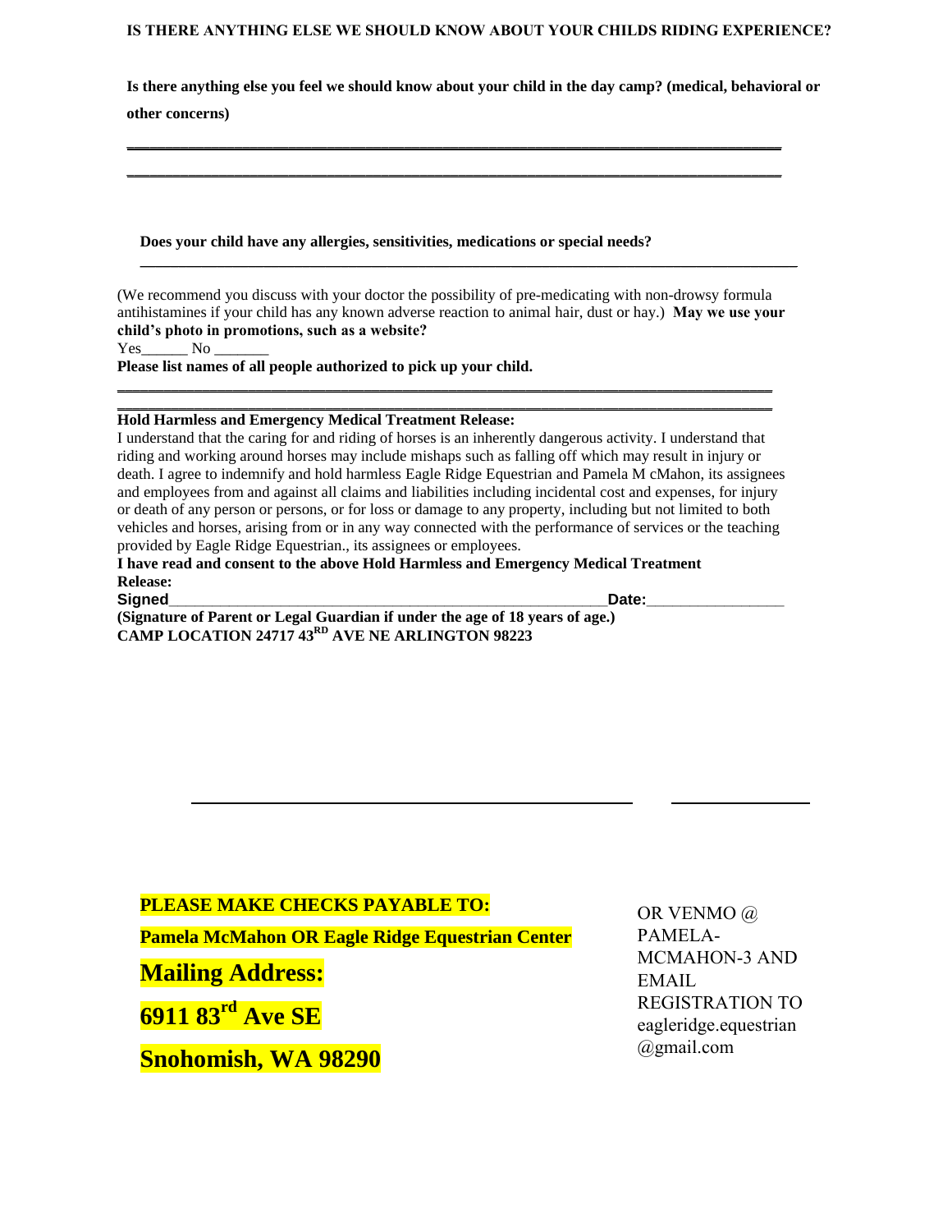**IS THERE ANYTHING ELSE WE SHOULD KNOW ABOUT YOUR CHILDS RIDING EXPERIENCE?**

**Is there anything else you feel we should know about your child in the day camp? (medical, behavioral or other concerns)**

______________________________________________________________________________

______________________________________________________________________________

**Does your child have any allergies, sensitivities, medications or special needs?**

______________________________________________________________________________

(We recommend you discuss with your doctor the possibility of pre-medicating with non-drowsy formula antihistamines if your child has any known adverse reaction to animal hair, dust or hay.) **May we use your child's photo in promotions, such as a website?**

Yes______ No _______

**Please list names of all people authorized to pick up your child.**

______________________________________________________________________________

______________________________________________________________________________

**Hold Harmless and Emergency Medical Treatment Release:**

I understand that the caring for and riding of horses is an inherently dangerous activity. I understand that riding and working around horses may include mishaps such as falling off which may result in injury or death. I agree to indemnify and hold harmless Eagle Ridge Equestrian and Pamela M cMahon, its assignees and employees from and against all claims and liabilities including incidental cost and expenses, for injury or death of any person or persons, or for loss or damage to any property, including but not limited to both vehicles and horses, arising from or in any way connected with the performance of services or the teaching provided by Eagle Ridge Equestrian., its assignees or employees.

**I have read and consent to the above Hold Harmless and Emergency Medical Treatment Release:**

**Signed**_____________________________________________________**Date:**________________

**(Signature of Parent or Legal Guardian if under the age of 18 years of age.)**

**CAMP LOCATION 24717 43RD AVE NE ARLINGTON 98223**

______________________________________________________ ________________

**PLEASE MAKE CHECKS PAYABLE TO:**

**Pamela McMahon OR Eagle Ridge Equestrian Center**

**Mailing Address:**

**6911 83rd Ave SE**

**Snohomish, WA 98290**

OR VENMO @ PAMELA-MCMAHON-3 AND EMAIL REGISTRATION TO eagleridge.equestrian@gmail.com